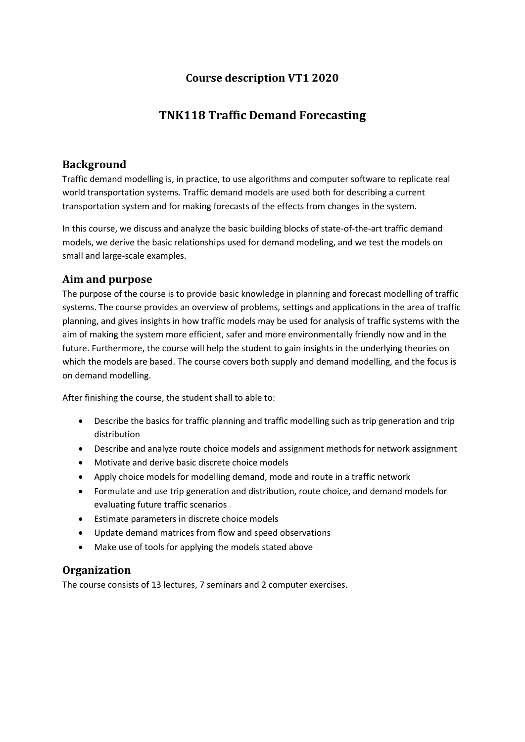# Course description VT1 2020

# TNK118 Traffic Demand Forecasting

## Background

Traffic demand modelling is, in practice, to use algorithms and computer software to replicate real world transportation systems. Traffic demand models are used both for describing a current transportation system and for making forecasts of the effects from changes in the system.

In this course, we discuss and analyze the basic building blocks of state-of-the-art traffic demand models, we derive the basic relationships used for demand modeling, and we test the models on small and large-scale examples.

## Aim and purpose

The purpose of the course is to provide basic knowledge in planning and forecast modelling of traffic systems. The course provides an overview of problems, settings and applications in the area of traffic planning, and gives insights in how traffic models may be used for analysis of traffic systems with the aim of making the system more efficient, safer and more environmentally friendly now and in the future. Furthermore, the course will help the student to gain insights in the underlying theories on which the models are based. The course covers both supply and demand modelling, and the focus is on demand modelling.

After finishing the course, the student shall to able to:

- Describe the basics for traffic planning and traffic modelling such as trip generation and trip distribution
- Describe and analyze route choice models and assignment methods for network assignment
- Motivate and derive basic discrete choice models
- Apply choice models for modelling demand, mode and route in a traffic network
- Formulate and use trip generation and distribution, route choice, and demand models for evaluating future traffic scenarios
- Estimate parameters in discrete choice models
- Update demand matrices from flow and speed observations
- Make use of tools for applying the models stated above

## Organization

The course consists of 13 lectures, 7 seminars and 2 computer exercises.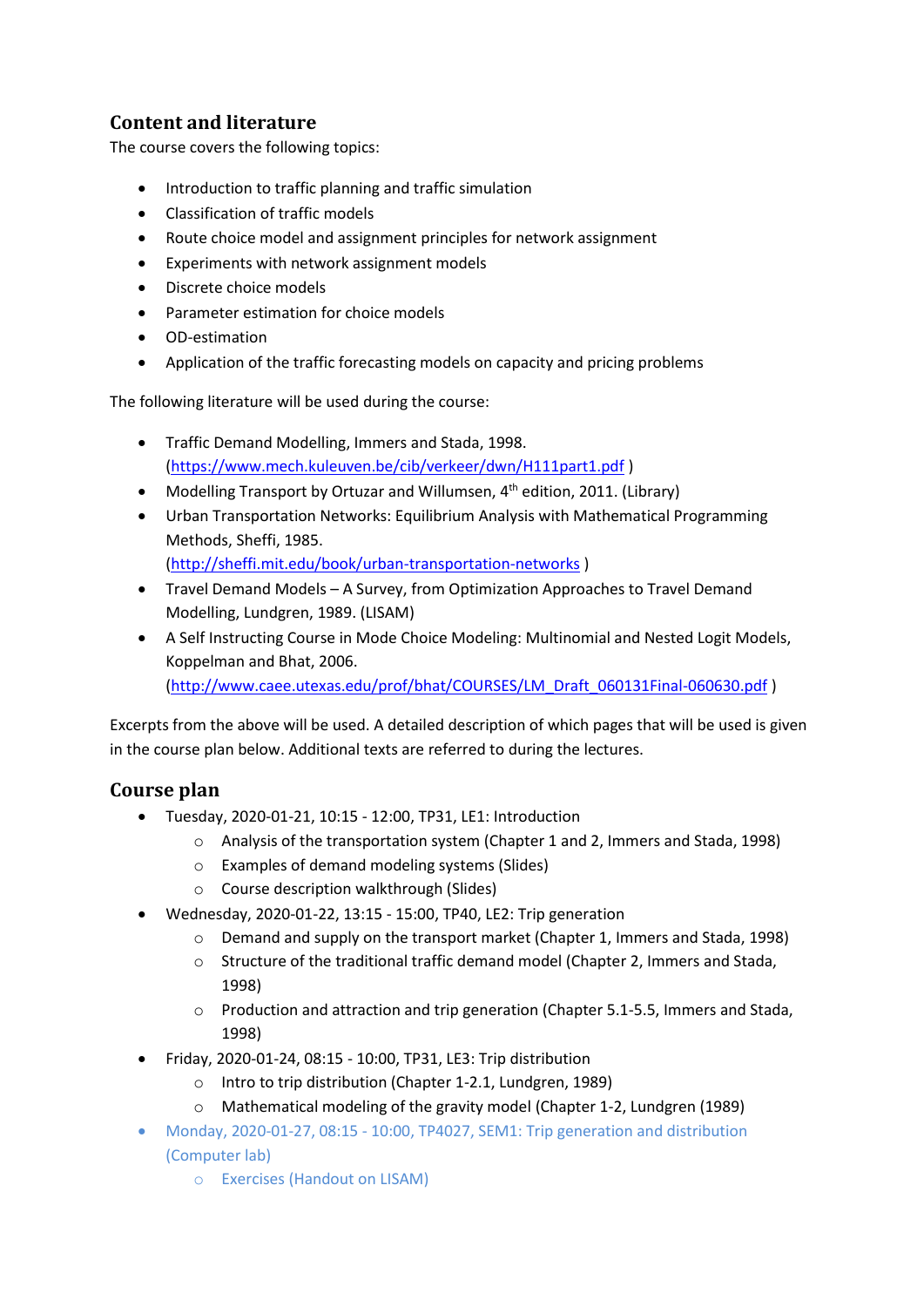## Content and literature

The course covers the following topics:

- Introduction to traffic planning and traffic simulation
- Classification of traffic models
- Route choice model and assignment principles for network assignment
- Experiments with network assignment models
- Discrete choice models
- Parameter estimation for choice models
- OD-estimation
- Application of the traffic forecasting models on capacity and pricing problems

The following literature will be used during the course:

- Traffic Demand Modelling, Immers and Stada, 1998. (https://www.mech.kuleuven.be/cib/verkeer/dwn/H111part1.pdf )
- Modelling Transport by Ortuzar and Willumsen, 4th edition, 2011. (Library)
- Urban Transportation Networks: Equilibrium Analysis with Mathematical Programming Methods, Sheffi, 1985. (http://sheffi.mit.edu/book/urban-transportation-networks )
- Travel Demand Models – A Survey, from Optimization Approaches to Travel Demand Modelling, Lundgren, 1989. (LISAM)
- A Self Instructing Course in Mode Choice Modeling: Multinomial and Nested Logit Models, Koppelman and Bhat, 2006. (http://www.caee.utexas.edu/prof/bhat/COURSES/LM_Draft_060131Final-060630.pdf )

Excerpts from the above will be used. A detailed description of which pages that will be used is given in the course plan below. Additional texts are referred to during the lectures.

## Course plan

- Tuesday, 2020-01-21, 10:15 - 12:00, TP31, LE1: Introduction
  - Analysis of the transportation system (Chapter 1 and 2, Immers and Stada, 1998)
  - Examples of demand modeling systems (Slides)
  - Course description walkthrough (Slides)
- Wednesday, 2020-01-22, 13:15 - 15:00, TP40, LE2: Trip generation
  - Demand and supply on the transport market (Chapter 1, Immers and Stada, 1998)
  - Structure of the traditional traffic demand model (Chapter 2, Immers and Stada, 1998)
  - Production and attraction and trip generation (Chapter 5.1-5.5, Immers and Stada, 1998)
- Friday, 2020-01-24, 08:15 - 10:00, TP31, LE3: Trip distribution
  - Intro to trip distribution (Chapter 1-2.1, Lundgren, 1989)
  - Mathematical modeling of the gravity model (Chapter 1-2, Lundgren (1989)
- Monday, 2020-01-27, 08:15 - 10:00, TP4027, SEM1: Trip generation and distribution (Computer lab)
  - Exercises (Handout on LISAM)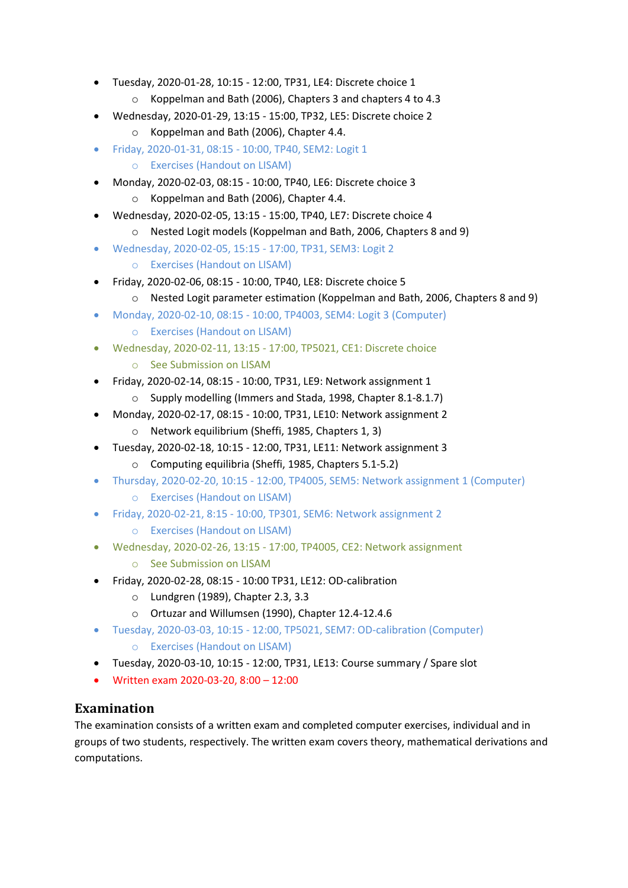- Tuesday, 2020-01-28, 10:15 - 12:00, TP31, LE4: Discrete choice 1
  - Koppelman and Bath (2006), Chapters 3 and chapters 4 to 4.3
- Wednesday, 2020-01-29, 13:15 - 15:00, TP32, LE5: Discrete choice 2
  - Koppelman and Bath (2006), Chapter 4.4.
- Friday, 2020-01-31, 08:15 - 10:00, TP40, SEM2: Logit 1
  - Exercises (Handout on LISAM)
- Monday, 2020-02-03, 08:15 - 10:00, TP40, LE6: Discrete choice 3
  - Koppelman and Bath (2006), Chapter 4.4.
- Wednesday, 2020-02-05, 13:15 - 15:00, TP40, LE7: Discrete choice 4
  - Nested Logit models (Koppelman and Bath, 2006, Chapters 8 and 9)
- Wednesday, 2020-02-05, 15:15 - 17:00, TP31, SEM3: Logit 2
  - Exercises (Handout on LISAM)
- Friday, 2020-02-06, 08:15 - 10:00, TP40, LE8: Discrete choice 5
  - Nested Logit parameter estimation (Koppelman and Bath, 2006, Chapters 8 and 9)
- Monday, 2020-02-10, 08:15 - 10:00, TP4003, SEM4: Logit 3 (Computer)
  - Exercises (Handout on LISAM)
- Wednesday, 2020-02-11, 13:15 - 17:00, TP5021, CE1: Discrete choice
  - See Submission on LISAM
- Friday, 2020-02-14, 08:15 - 10:00, TP31, LE9: Network assignment 1
  - Supply modelling (Immers and Stada, 1998, Chapter 8.1-8.1.7)
- Monday, 2020-02-17, 08:15 - 10:00, TP31, LE10: Network assignment 2
  - Network equilibrium (Sheffi, 1985, Chapters 1, 3)
- Tuesday, 2020-02-18, 10:15 - 12:00, TP31, LE11: Network assignment 3
  - Computing equilibria (Sheffi, 1985, Chapters 5.1-5.2)
- Thursday, 2020-02-20, 10:15 - 12:00, TP4005, SEM5: Network assignment 1 (Computer)
  - Exercises (Handout on LISAM)
- Friday, 2020-02-21, 8:15 - 10:00, TP301, SEM6: Network assignment 2
  - Exercises (Handout on LISAM)
- Wednesday, 2020-02-26, 13:15 - 17:00, TP4005, CE2: Network assignment
  - See Submission on LISAM
- Friday, 2020-02-28, 08:15 - 10:00 TP31, LE12: OD-calibration
  - Lundgren (1989), Chapter 2.3, 3.3
  - Ortuzar and Willumsen (1990), Chapter 12.4-12.4.6
- Tuesday, 2020-03-03, 10:15 - 12:00, TP5021, SEM7: OD-calibration (Computer)
  - Exercises (Handout on LISAM)
- Tuesday, 2020-03-10, 10:15 - 12:00, TP31, LE13: Course summary / Spare slot
- Written exam 2020-03-20, 8:00 – 12:00

## Examination

The examination consists of a written exam and completed computer exercises, individual and in groups of two students, respectively. The written exam covers theory, mathematical derivations and computations.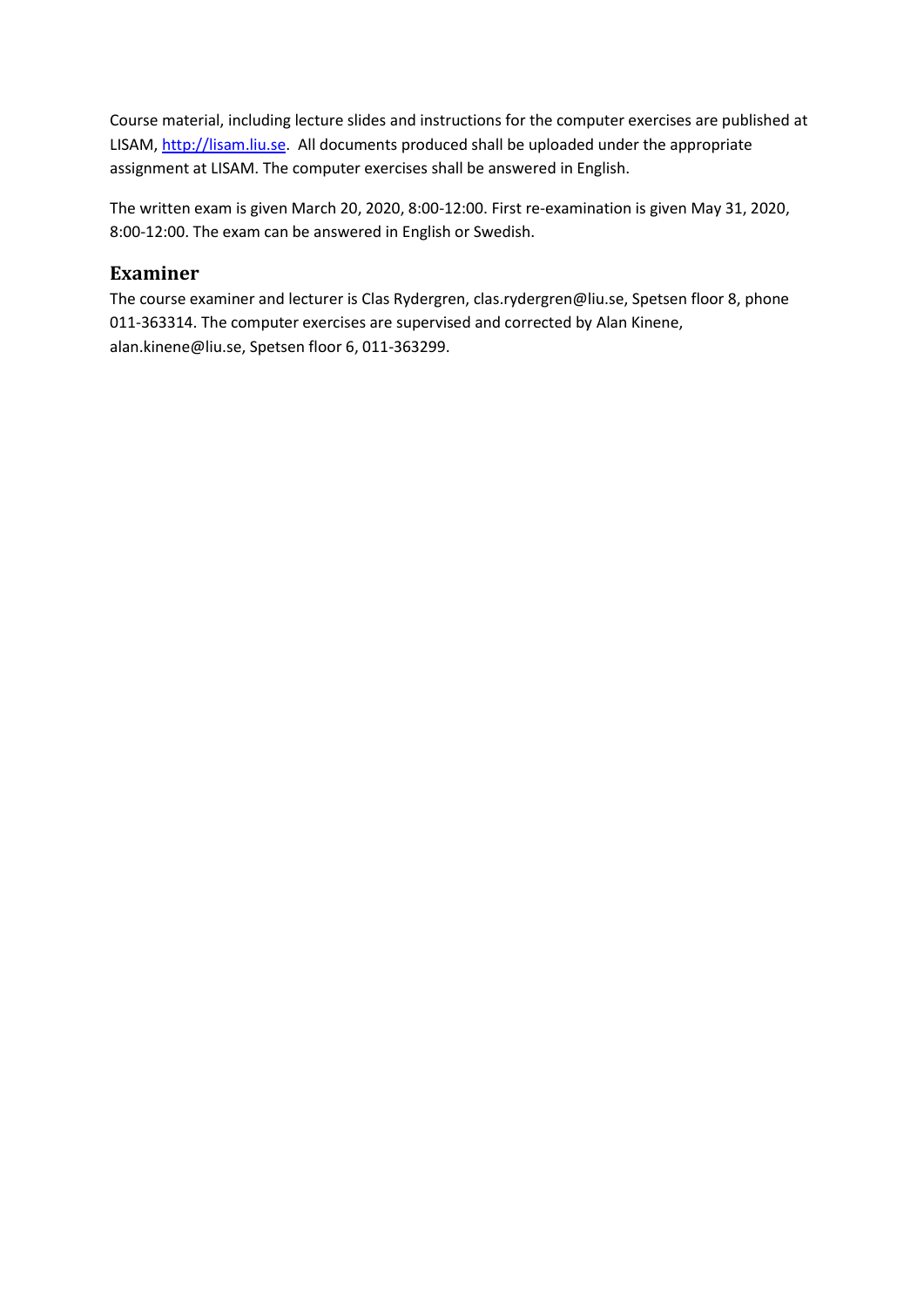Course material, including lecture slides and instructions for the computer exercises are published at LISAM, [http://lisam.liu.se](http://lisam.liu.se). All documents produced shall be uploaded under the appropriate assignment at LISAM. The computer exercises shall be answered in English.

The written exam is given March 20, 2020, 8:00-12:00. First re-examination is given May 31, 2020, 8:00-12:00. The exam can be answered in English or Swedish.

## Examiner

The course examiner and lecturer is Clas Rydergren, clas.rydergren@liu.se, Spetsen floor 8, phone 011-363314. The computer exercises are supervised and corrected by Alan Kinene, alan.kinene@liu.se, Spetsen floor 6, 011-363299.